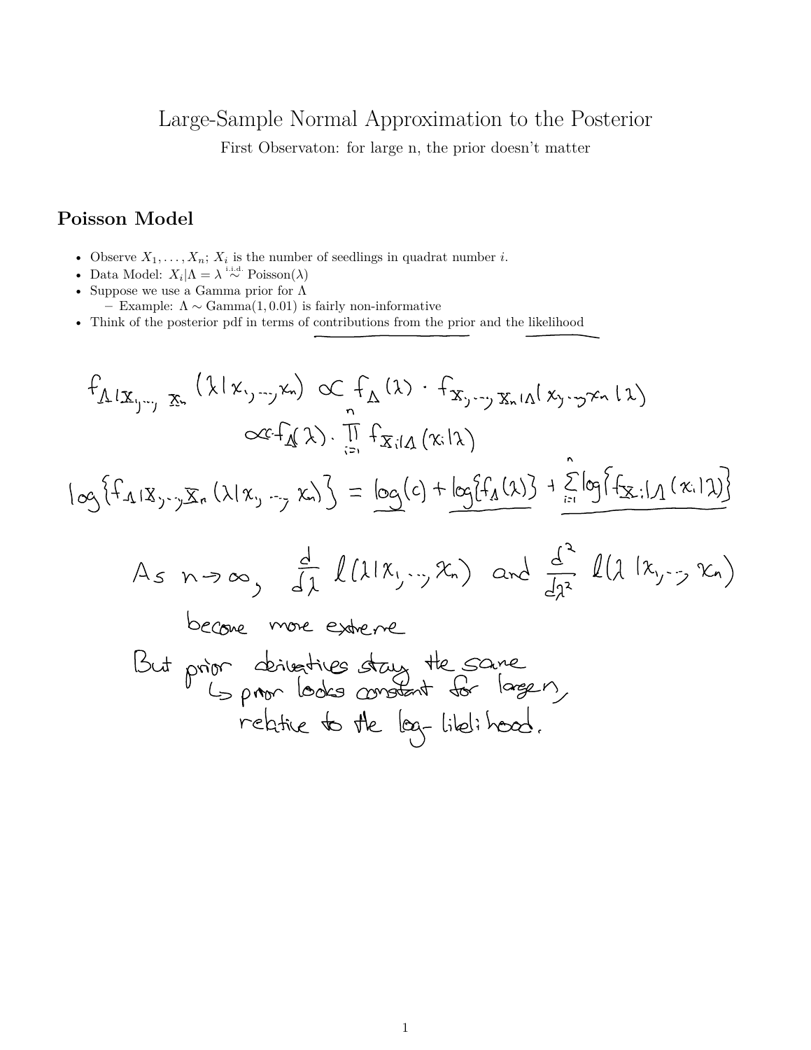# Large-Sample Normal Approximation to the Posterior

First Observaton: for large n, the prior doesn't matter

## Poisson Model

- Observe $X_1, \ldots, X_n$; $X_i$ is the number of seedlings in quadrat number $i$.
- Data Model: $X_i | \Lambda = \lambda \overset{\text{i.i.d.}}{\sim} \text{Poisson}(\lambda)$
- Suppose we use a Gamma prior for $\Lambda$
  - Example: $\Lambda \sim \text{Gamma}(1, 0.01)$ is fairly non-informative
- Think of the posterior pdf in terms of contributions from the prior and the likelihood

$$f_{\Lambda|X_1,\ldots,X_n}(\lambda | x_1, \ldots, x_n) \propto f_\Lambda(\lambda) \cdot f_{X_1,\ldots,X_n|\Lambda}(x_1,\ldots,x_n|\lambda)$$

$$\propto f_\Lambda(\lambda) \cdot \prod_{i=1}^n f_{X_i|\Lambda}(x_i|\lambda)$$

$$\log\{f_{\Lambda|X_1,\ldots,X_n}(\lambda|x_1,\ldots,x_n)\} = \log(c) + \log\{f_\Lambda(\lambda)\} + \sum_{i=1}^n \log\{f_{X_i|\Lambda}(x_i|\lambda)\}$$

As $n \to \infty$, $\frac{d}{d\lambda} \ell(\lambda|x_1,\ldots,x_n)$ and $\frac{d^2}{d\lambda^2} \ell(\lambda|x_1,\ldots,x_n)$

become more extreme

But prior derivatives stay the same

↳ prior looks constant for large n, relative to the log-likelihood.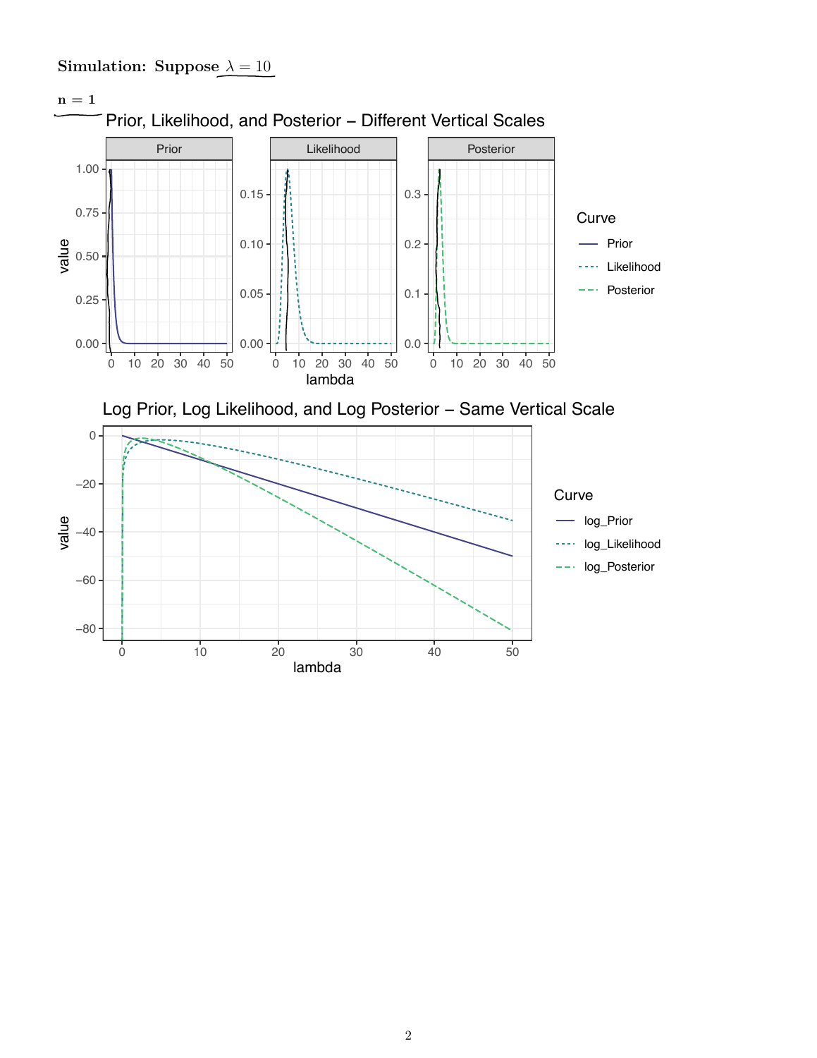**Simulation: Suppose $\lambda = 10$**

**n = 1**

Prior, Likelihood, and Posterior – Different Vertical Scales

Log Prior, Log Likelihood, and Log Posterior – Same Vertical Scale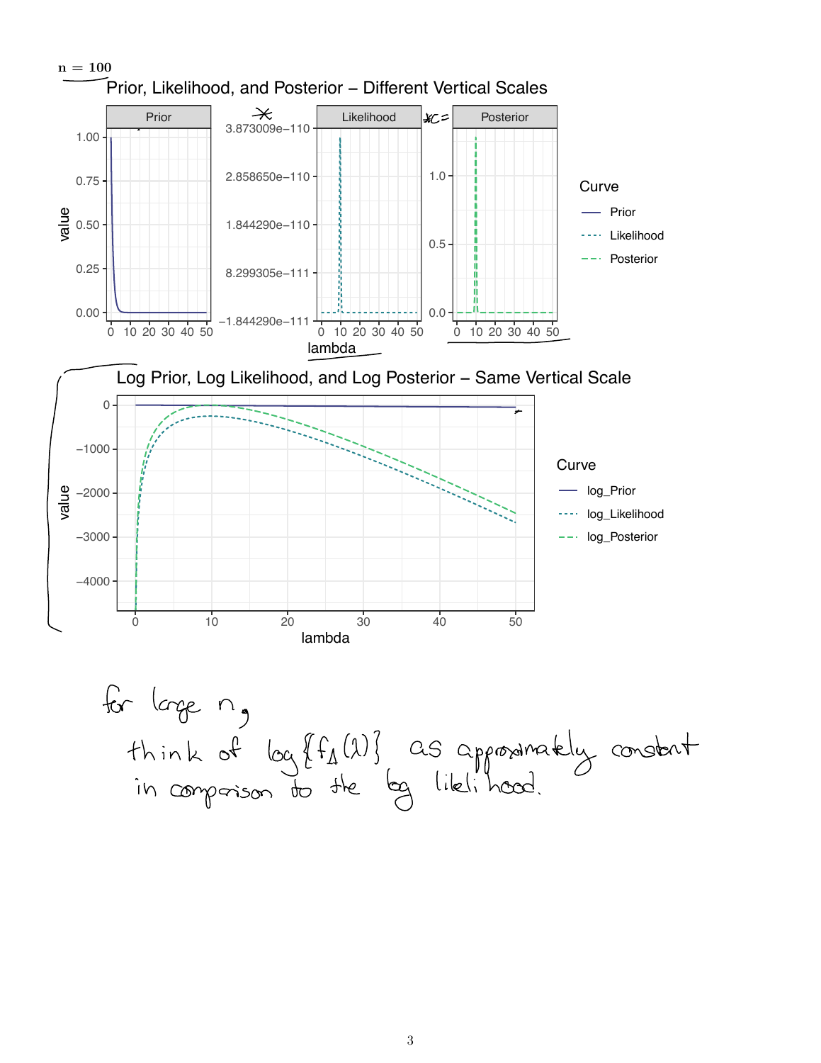$\mathbf{n = 100}$

Prior, Likelihood, and Posterior – Different Vertical Scales

Prior

Likelihood

Posterior

value

1.00
0.75
0.50
0.25
0.00

0 10 20 30 40 50

$*$

3.873009e−110
2.858650e−110
1.844290e−110
8.299305e−111
−1.844290e−111

0 10 20 30 40 50

lambda

$*c=$

1.0
0.5
0.0

0 10 20 30 40 50

Curve

Prior

Likelihood

Posterior

Log Prior, Log Likelihood, and Log Posterior – Same Vertical Scale

value

0
−1000
−2000
−3000
−4000

0 10 20 30 40 50

lambda

Curve

log_Prior

log_Likelihood

log_Posterior

for large n,

think of $\log\{f_\Lambda(\lambda)\}$ as approximately constant in comparison to the log likelihood.